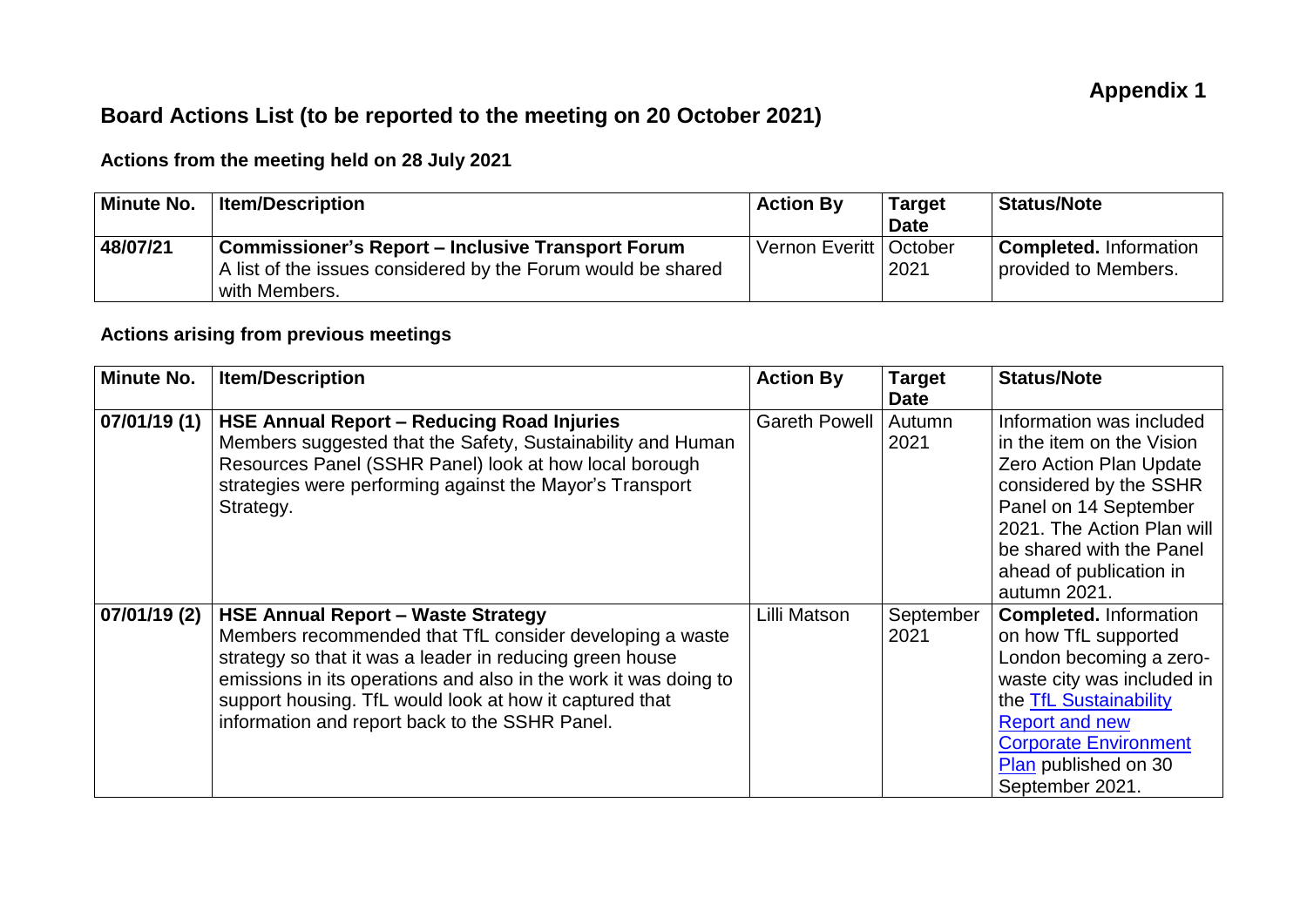**Appendix 1**

# Board Actions List (to be reported to the meeting on 20 October 2021)

## Actions from the meeting held on 28 July 2021

| Minute No. | Item/Description | Action By | Target Date | Status/Note |
|---|---|---|---|---|
| 48/07/21 | **Commissioner's Report – Inclusive Transport Forum**<br>A list of the issues considered by the Forum would be shared with Members. | Vernon Everitt | October 2021 | **Completed.** Information provided to Members. |

## Actions arising from previous meetings

| Minute No. | Item/Description | Action By | Target Date | Status/Note |
|---|---|---|---|---|
| 07/01/19 (1) | **HSE Annual Report – Reducing Road Injuries**<br>Members suggested that the Safety, Sustainability and Human Resources Panel (SSHR Panel) look at how local borough strategies were performing against the Mayor's Transport Strategy. | Gareth Powell | Autumn 2021 | Information was included in the item on the Vision Zero Action Plan Update considered by the SSHR Panel on 14 September 2021. The Action Plan will be shared with the Panel ahead of publication in autumn 2021. |
| 07/01/19 (2) | **HSE Annual Report – Waste Strategy**<br>Members recommended that TfL consider developing a waste strategy so that it was a leader in reducing green house emissions in its operations and also in the work it was doing to support housing. TfL would look at how it captured that information and report back to the SSHR Panel. | Lilli Matson | September 2021 | **Completed.** Information on how TfL supported London becoming a zero-waste city was included in the TfL Sustainability Report and new Corporate Environment Plan published on 30 September 2021. |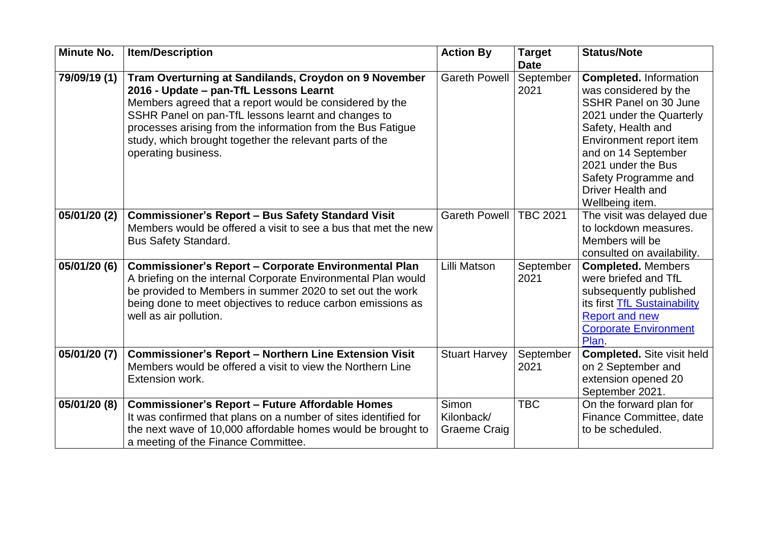| Minute No. | Item/Description | Action By | Target Date | Status/Note |
| --- | --- | --- | --- | --- |
| 79/09/19 (1) | **Tram Overturning at Sandilands, Croydon on 9 November 2016 - Update – pan-TfL Lessons Learnt** Members agreed that a report would be considered by the SSHR Panel on pan-TfL lessons learnt and changes to processes arising from the information from the Bus Fatigue study, which brought together the relevant parts of the operating business. | Gareth Powell | September 2021 | **Completed.** Information was considered by the SSHR Panel on 30 June 2021 under the Quarterly Safety, Health and Environment report item and on 14 September 2021 under the Bus Safety Programme and Driver Health and Wellbeing item. |
| 05/01/20 (2) | **Commissioner's Report – Bus Safety Standard Visit** Members would be offered a visit to see a bus that met the new Bus Safety Standard. | Gareth Powell | TBC 2021 | The visit was delayed due to lockdown measures. Members will be consulted on availability. |
| 05/01/20 (6) | **Commissioner's Report – Corporate Environmental Plan** A briefing on the internal Corporate Environmental Plan would be provided to Members in summer 2020 to set out the work being done to meet objectives to reduce carbon emissions as well as air pollution. | Lilli Matson | September 2021 | **Completed.** Members were briefed and TfL subsequently published its first TfL Sustainability Report and new Corporate Environment Plan. |
| 05/01/20 (7) | **Commissioner's Report – Northern Line Extension Visit** Members would be offered a visit to view the Northern Line Extension work. | Stuart Harvey | September 2021 | **Completed.** Site visit held on 2 September and extension opened 20 September 2021. |
| 05/01/20 (8) | **Commissioner's Report – Future Affordable Homes** It was confirmed that plans on a number of sites identified for the next wave of 10,000 affordable homes would be brought to a meeting of the Finance Committee. | Simon Kilonback/ Graeme Craig | TBC | On the forward plan for Finance Committee, date to be scheduled. |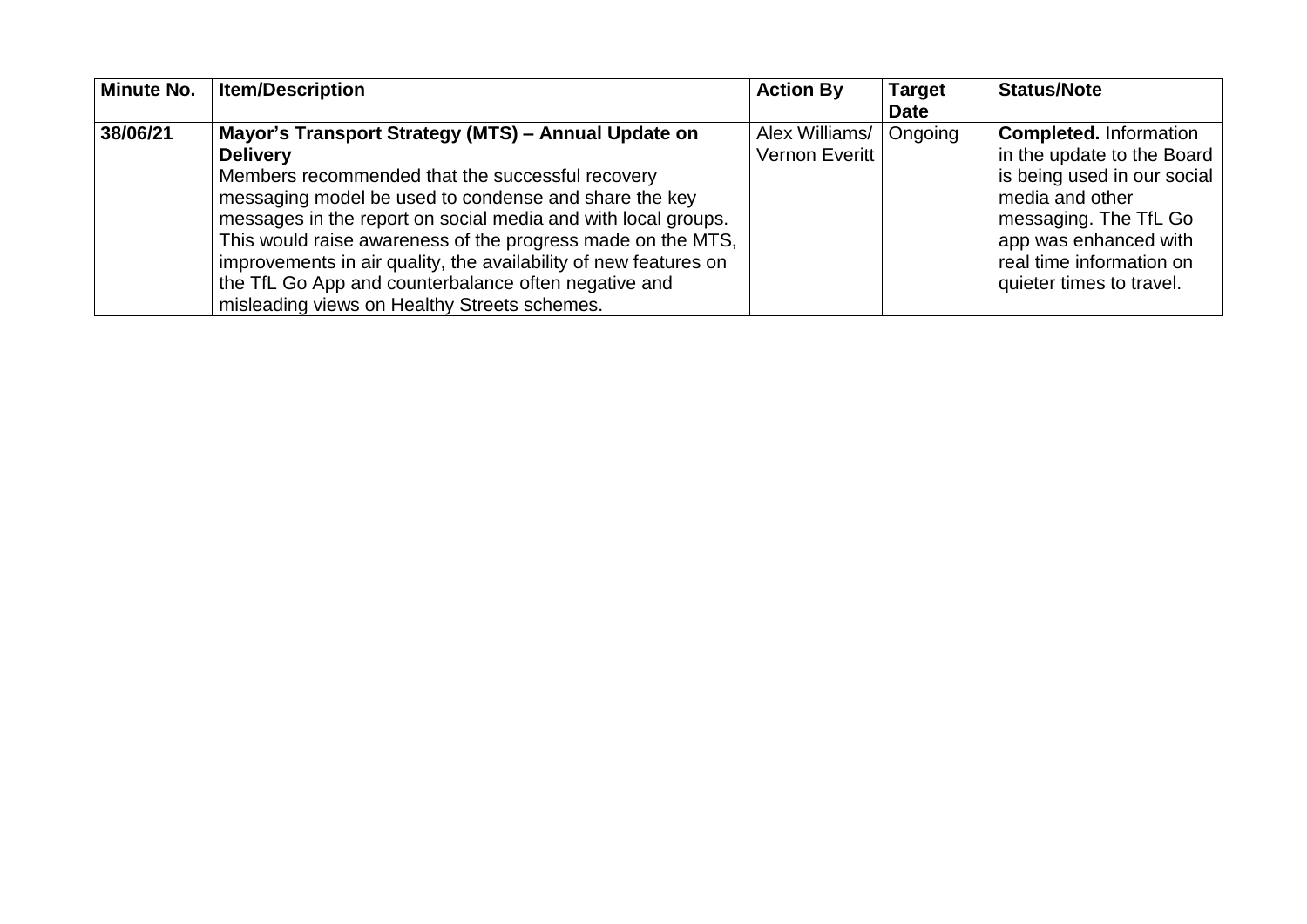| Minute No. | Item/Description | Action By | Target Date | Status/Note |
|---|---|---|---|---|
| **38/06/21** | **Mayor's Transport Strategy (MTS) – Annual Update on Delivery** Members recommended that the successful recovery messaging model be used to condense and share the key messages in the report on social media and with local groups. This would raise awareness of the progress made on the MTS, improvements in air quality, the availability of new features on the TfL Go App and counterbalance often negative and misleading views on Healthy Streets schemes. | Alex Williams/ Vernon Everitt | Ongoing | **Completed.** Information in the update to the Board is being used in our social media and other messaging. The TfL Go app was enhanced with real time information on quieter times to travel. |